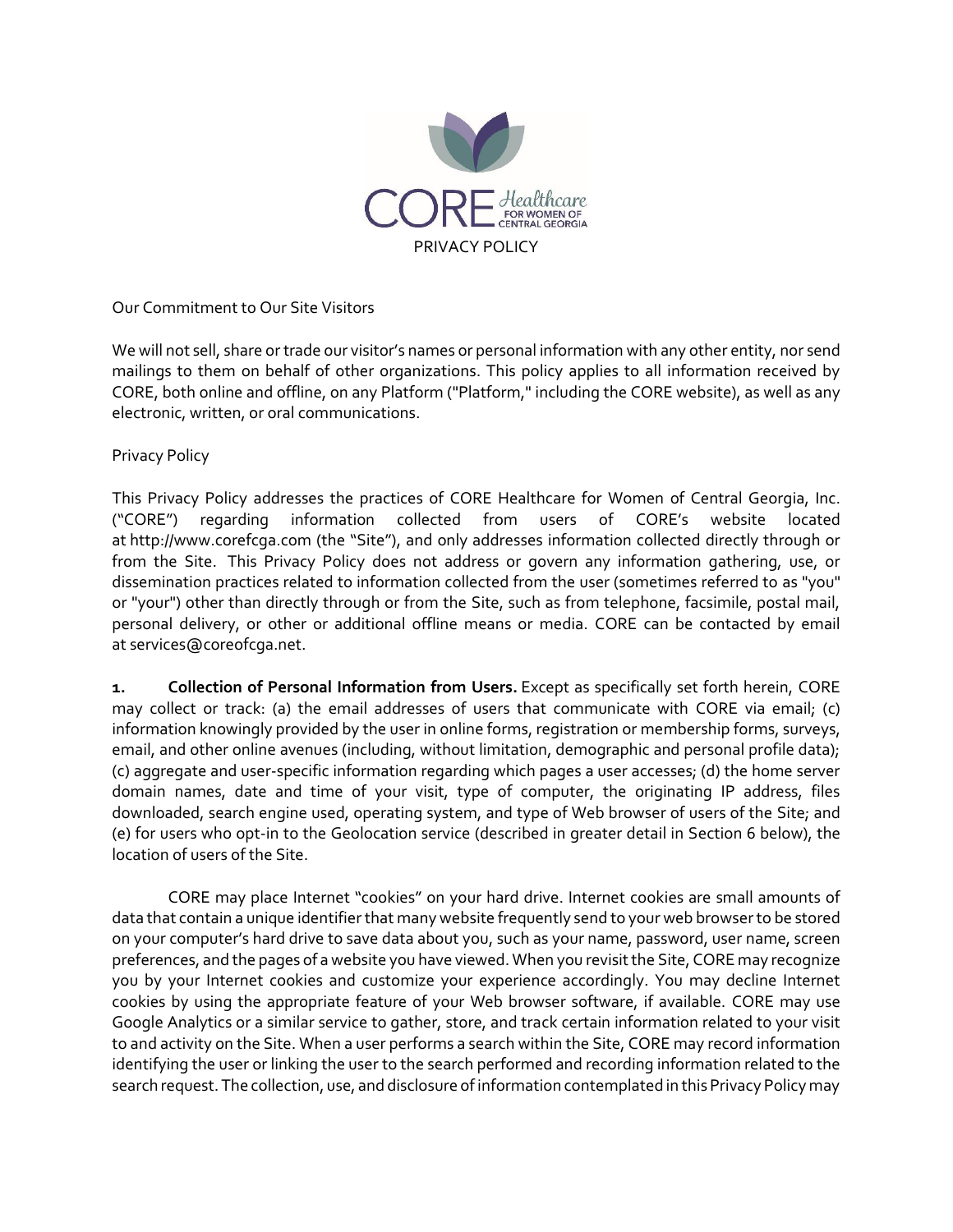# PRIVACY POLICY

Our Commitment to Our Site Visitors

We will not sell, share or trade our visitor's names or personal information with any other entity, nor send mailings to them on behalf of other organizations. This policy applies to all information received by CORE, both online and offline, on any Platform ("Platform," including the CORE website), as well as any electronic, written, or oral communications.

Privacy Policy

This Privacy Policy addresses the practices of CORE Healthcare for Women of Central Georgia, Inc. ("CORE") regarding information collected from users of CORE's website located at http://www.corefcga.com (the "Site"), and only addresses information collected directly through or from the Site. This Privacy Policy does not address or govern any information gathering, use, or dissemination practices related to information collected from the user (sometimes referred to as "you" or "your") other than directly through or from the Site, such as from telephone, facsimile, postal mail, personal delivery, or other or additional offline means or media. CORE can be contacted by email at services@coreofcga.net.

**1. Collection of Personal Information from Users.** Except as specifically set forth herein, CORE may collect or track: (a) the email addresses of users that communicate with CORE via email; (c) information knowingly provided by the user in online forms, registration or membership forms, surveys, email, and other online avenues (including, without limitation, demographic and personal profile data); (c) aggregate and user-specific information regarding which pages a user accesses; (d) the home server domain names, date and time of your visit, type of computer, the originating IP address, files downloaded, search engine used, operating system, and type of Web browser of users of the Site; and (e) for users who opt-in to the Geolocation service (described in greater detail in Section 6 below), the location of users of the Site.

CORE may place Internet "cookies" on your hard drive. Internet cookies are small amounts of data that contain a unique identifier that many website frequently send to your web browser to be stored on your computer's hard drive to save data about you, such as your name, password, user name, screen preferences, and the pages of a website you have viewed. When you revisit the Site, CORE may recognize you by your Internet cookies and customize your experience accordingly. You may decline Internet cookies by using the appropriate feature of your Web browser software, if available. CORE may use Google Analytics or a similar service to gather, store, and track certain information related to your visit to and activity on the Site. When a user performs a search within the Site, CORE may record information identifying the user or linking the user to the search performed and recording information related to the search request. The collection, use, and disclosure of information contemplated in this Privacy Policy may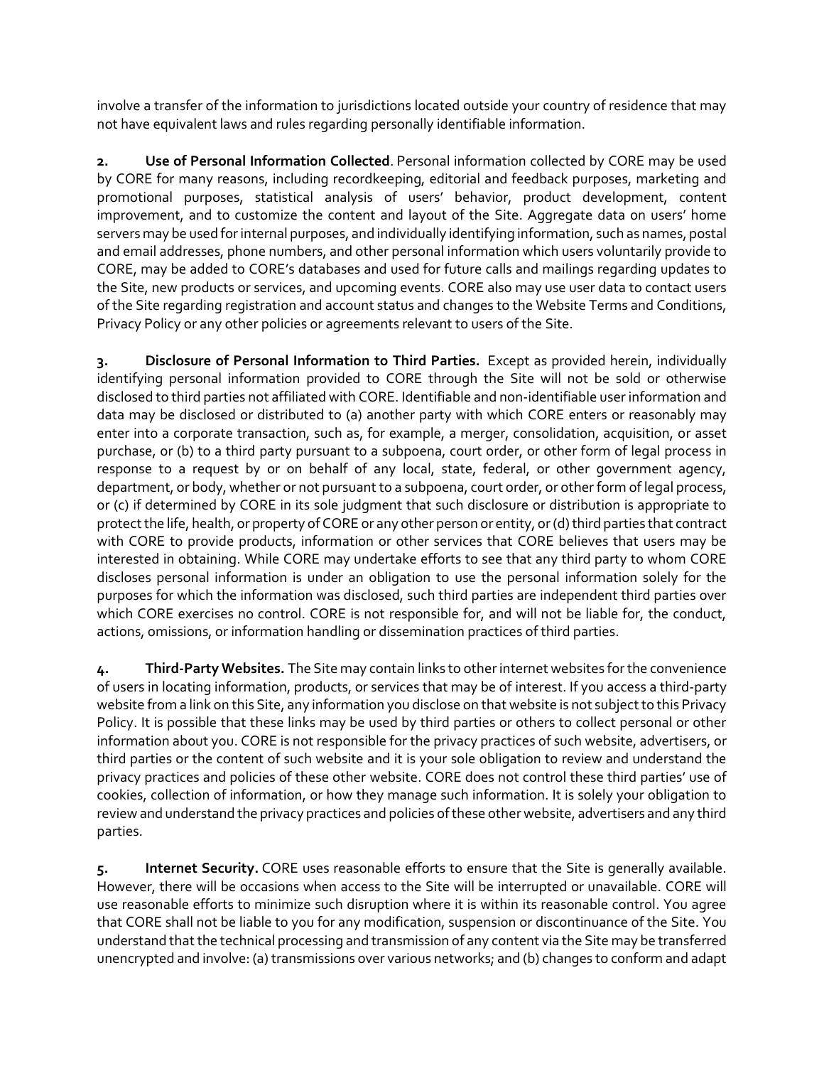involve a transfer of the information to jurisdictions located outside your country of residence that may not have equivalent laws and rules regarding personally identifiable information.

**2. Use of Personal Information Collected**. Personal information collected by CORE may be used by CORE for many reasons, including recordkeeping, editorial and feedback purposes, marketing and promotional purposes, statistical analysis of users' behavior, product development, content improvement, and to customize the content and layout of the Site. Aggregate data on users' home servers may be used for internal purposes, and individually identifying information, such as names, postal and email addresses, phone numbers, and other personal information which users voluntarily provide to CORE, may be added to CORE's databases and used for future calls and mailings regarding updates to the Site, new products or services, and upcoming events. CORE also may use user data to contact users of the Site regarding registration and account status and changes to the Website Terms and Conditions, Privacy Policy or any other policies or agreements relevant to users of the Site.

**3. Disclosure of Personal Information to Third Parties.** Except as provided herein, individually identifying personal information provided to CORE through the Site will not be sold or otherwise disclosed to third parties not affiliated with CORE. Identifiable and non-identifiable user information and data may be disclosed or distributed to (a) another party with which CORE enters or reasonably may enter into a corporate transaction, such as, for example, a merger, consolidation, acquisition, or asset purchase, or (b) to a third party pursuant to a subpoena, court order, or other form of legal process in response to a request by or on behalf of any local, state, federal, or other government agency, department, or body, whether or not pursuant to a subpoena, court order, or other form of legal process, or (c) if determined by CORE in its sole judgment that such disclosure or distribution is appropriate to protect the life, health, or property of CORE or any other person or entity, or (d) third parties that contract with CORE to provide products, information or other services that CORE believes that users may be interested in obtaining. While CORE may undertake efforts to see that any third party to whom CORE discloses personal information is under an obligation to use the personal information solely for the purposes for which the information was disclosed, such third parties are independent third parties over which CORE exercises no control. CORE is not responsible for, and will not be liable for, the conduct, actions, omissions, or information handling or dissemination practices of third parties.

**4. Third-Party Websites.** The Site may contain links to other internet websites for the convenience of users in locating information, products, or services that may be of interest. If you access a third-party website from a link on this Site, any information you disclose on that website is not subject to this Privacy Policy. It is possible that these links may be used by third parties or others to collect personal or other information about you. CORE is not responsible for the privacy practices of such website, advertisers, or third parties or the content of such website and it is your sole obligation to review and understand the privacy practices and policies of these other website. CORE does not control these third parties' use of cookies, collection of information, or how they manage such information. It is solely your obligation to review and understand the privacy practices and policies of these other website, advertisers and any third parties.

**5. Internet Security.** CORE uses reasonable efforts to ensure that the Site is generally available. However, there will be occasions when access to the Site will be interrupted or unavailable. CORE will use reasonable efforts to minimize such disruption where it is within its reasonable control. You agree that CORE shall not be liable to you for any modification, suspension or discontinuance of the Site. You understand that the technical processing and transmission of any content via the Site may be transferred unencrypted and involve: (a) transmissions over various networks; and (b) changes to conform and adapt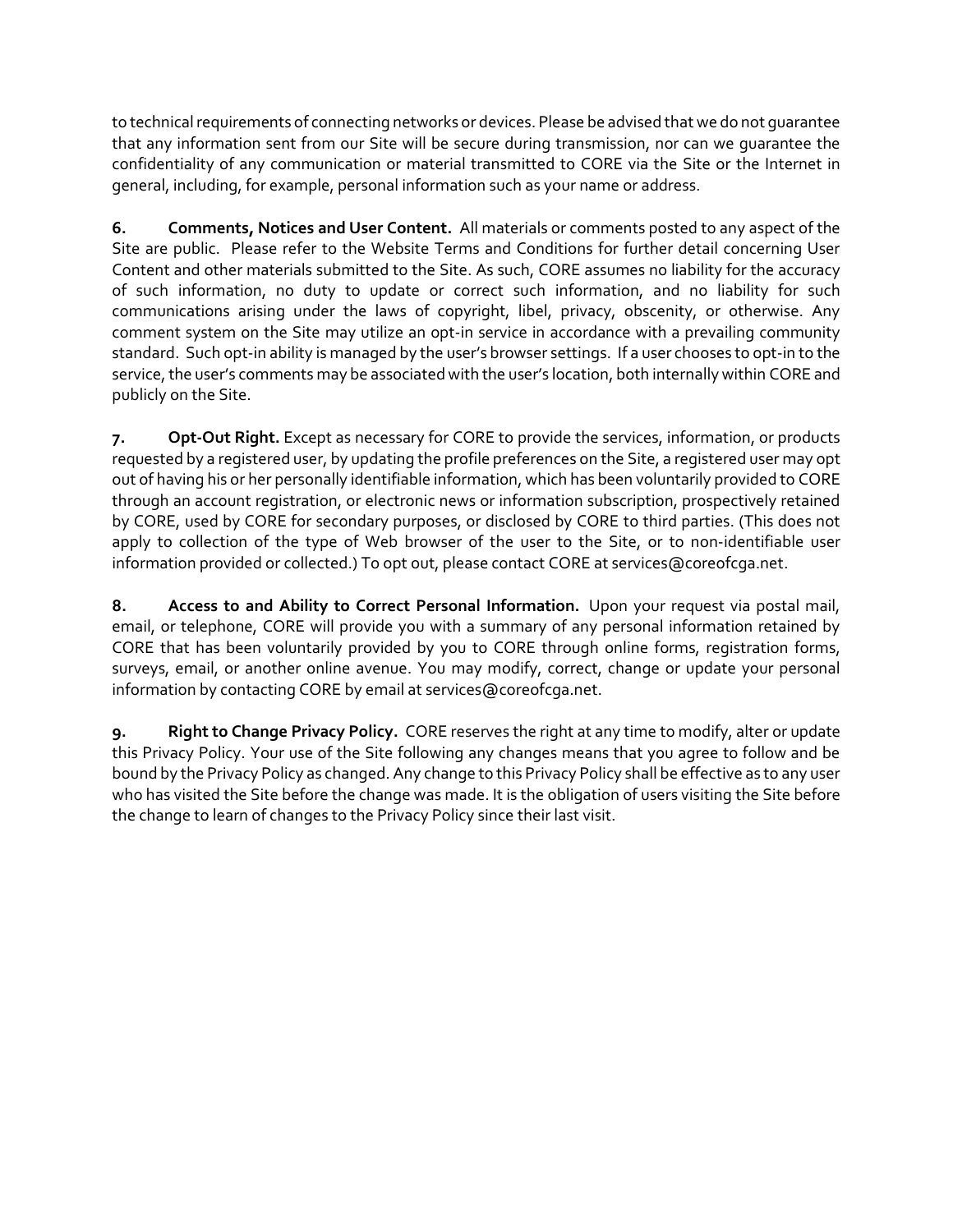to technical requirements of connecting networks or devices. Please be advised that we do not guarantee that any information sent from our Site will be secure during transmission, nor can we guarantee the confidentiality of any communication or material transmitted to CORE via the Site or the Internet in general, including, for example, personal information such as your name or address.

**6. Comments, Notices and User Content.** All materials or comments posted to any aspect of the Site are public. Please refer to the Website Terms and Conditions for further detail concerning User Content and other materials submitted to the Site. As such, CORE assumes no liability for the accuracy of such information, no duty to update or correct such information, and no liability for such communications arising under the laws of copyright, libel, privacy, obscenity, or otherwise. Any comment system on the Site may utilize an opt-in service in accordance with a prevailing community standard. Such opt-in ability is managed by the user's browser settings. If a user chooses to opt-in to the service, the user's comments may be associated with the user's location, both internally within CORE and publicly on the Site.

**7. Opt-Out Right.** Except as necessary for CORE to provide the services, information, or products requested by a registered user, by updating the profile preferences on the Site, a registered user may opt out of having his or her personally identifiable information, which has been voluntarily provided to CORE through an account registration, or electronic news or information subscription, prospectively retained by CORE, used by CORE for secondary purposes, or disclosed by CORE to third parties. (This does not apply to collection of the type of Web browser of the user to the Site, or to non-identifiable user information provided or collected.) To opt out, please contact CORE at services@coreofcga.net.

**8. Access to and Ability to Correct Personal Information.** Upon your request via postal mail, email, or telephone, CORE will provide you with a summary of any personal information retained by CORE that has been voluntarily provided by you to CORE through online forms, registration forms, surveys, email, or another online avenue. You may modify, correct, change or update your personal information by contacting CORE by email at services@coreofcga.net.

**9. Right to Change Privacy Policy.** CORE reserves the right at any time to modify, alter or update this Privacy Policy. Your use of the Site following any changes means that you agree to follow and be bound by the Privacy Policy as changed. Any change to this Privacy Policy shall be effective as to any user who has visited the Site before the change was made. It is the obligation of users visiting the Site before the change to learn of changes to the Privacy Policy since their last visit.